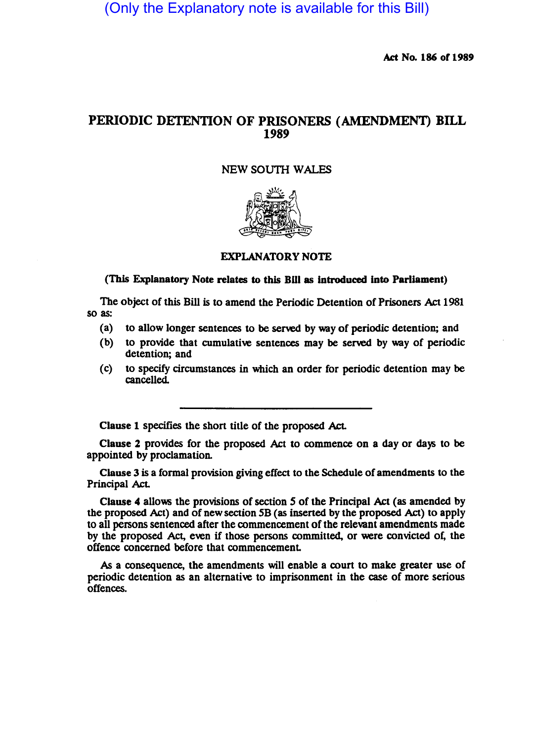(Only the Explanatory note is available for this Bill)

**Act No. 186 of 1989**

# PERIODIC DETENTION OF PRISONERS (AMENDMENT) BILL 1989

NEW SOUTH WALES

## EXPLANATORY NOTE

**(This Explanatory Note relates to this Bill as introduced into Parliament)**

The object of this Bill is to amend the Periodic Detention of Prisoners Act 1981 so as:

(a) to allow longer sentences to be served by way of periodic detention; and

(b) to provide that cumulative sentences may be served by way of periodic detention; and

(c) to specify circumstances in which an order for periodic detention may be cancelled.

---

**Clause 1** specifies the short title of the proposed Act.

**Clause 2** provides for the proposed Act to commence on a day or days to be appointed by proclamation.

**Clause 3** is a formal provision giving effect to the Schedule of amendments to the Principal Act.

**Clause 4** allows the provisions of section 5 of the Principal Act (as amended by the proposed Act) and of new section 5B (as inserted by the proposed Act) to apply to all persons sentenced after the commencement of the relevant amendments made by the proposed Act, even if those persons committed, or were convicted of, the offence concerned before that commencement.

As a consequence, the amendments will enable a court to make greater use of periodic detention as an alternative to imprisonment in the case of more serious offences.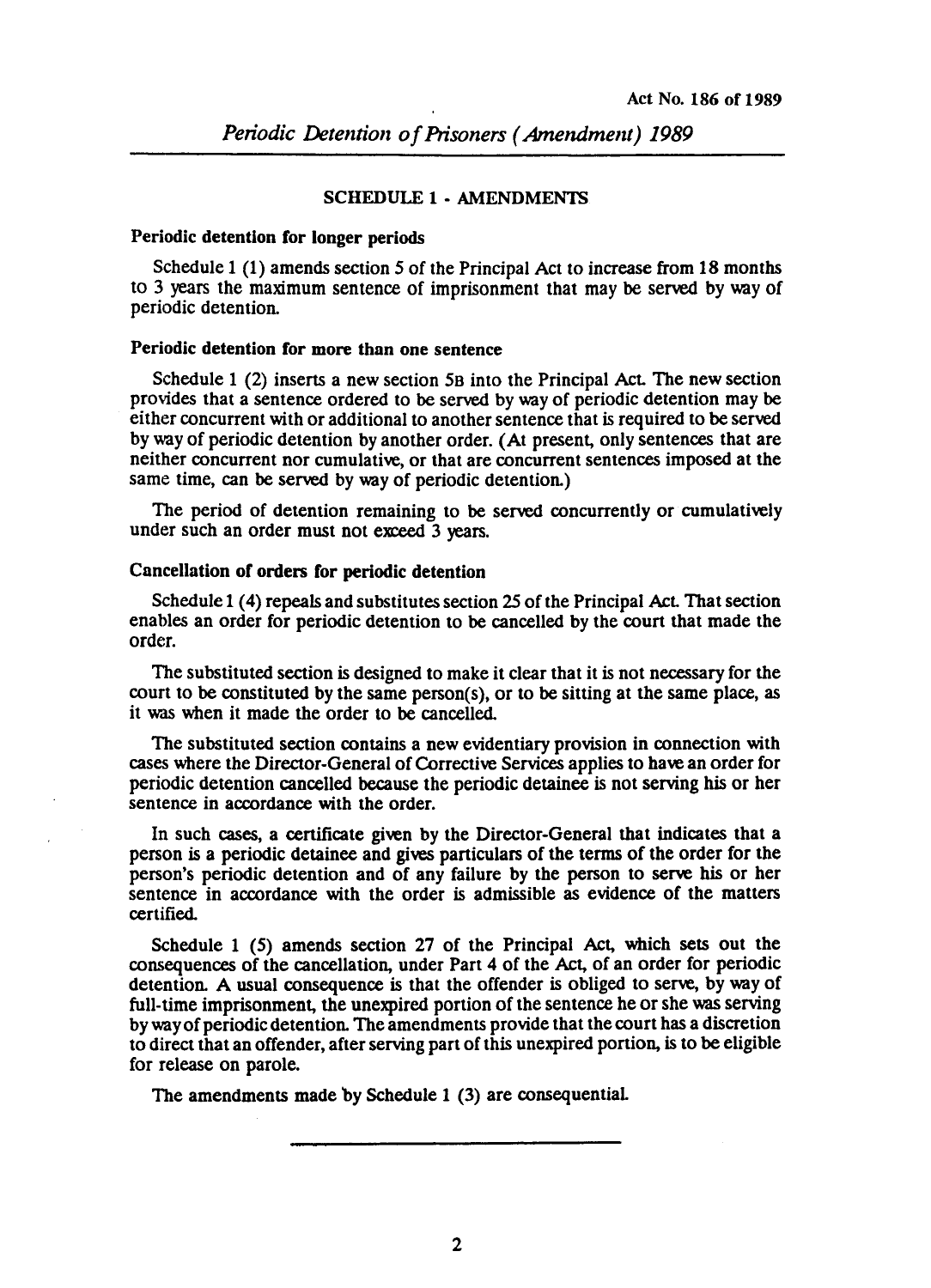## SCHEDULE 1 - AMENDMENTS

### Periodic detention for longer periods

Schedule 1 (1) amends section 5 of the Principal Act to increase from 18 months to 3 years the maximum sentence of imprisonment that may be served by way of periodic detention.

### Periodic detention for more than one sentence

Schedule 1 (2) inserts a new section 5B into the Principal Act. The new section provides that a sentence ordered to be served by way of periodic detention may be either concurrent with or additional to another sentence that is required to be served by way of periodic detention by another order. (At present, only sentences that are neither concurrent nor cumulative, or that are concurrent sentences imposed at the same time, can be served by way of periodic detention.)

The period of detention remaining to be served concurrently or cumulatively under such an order must not exceed 3 years.

### Cancellation of orders for periodic detention

Schedule 1 (4) repeals and substitutes section 25 of the Principal Act. That section enables an order for periodic detention to be cancelled by the court that made the order.

The substituted section is designed to make it clear that it is not necessary for the court to be constituted by the same person(s), or to be sitting at the same place, as it was when it made the order to be cancelled.

The substituted section contains a new evidentiary provision in connection with cases where the Director-General of Corrective Services applies to have an order for periodic detention cancelled because the periodic detainee is not serving his or her sentence in accordance with the order.

In such cases, a certificate given by the Director-General that indicates that a person is a periodic detainee and gives particulars of the terms of the order for the person's periodic detention and of any failure by the person to serve his or her sentence in accordance with the order is admissible as evidence of the matters certified.

Schedule 1 (5) amends section 27 of the Principal Act, which sets out the consequences of the cancellation, under Part 4 of the Act, of an order for periodic detention. A usual consequence is that the offender is obliged to serve, by way of full-time imprisonment, the unexpired portion of the sentence he or she was serving by way of periodic detention. The amendments provide that the court has a discretion to direct that an offender, after serving part of this unexpired portion, is to be eligible for release on parole.

The amendments made by Schedule 1 (3) are consequential.